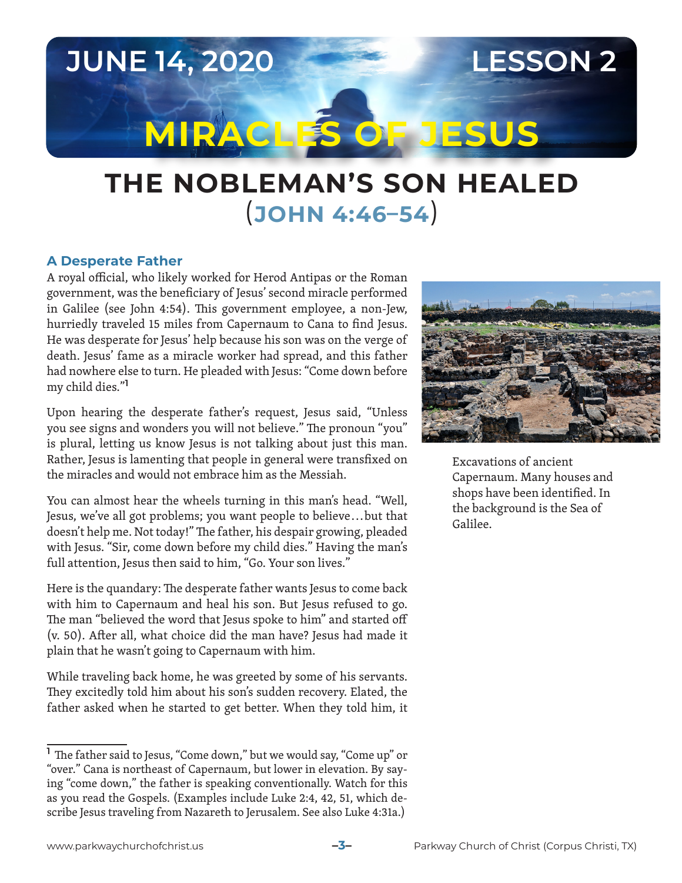# JUNE 14, 2020 LESSON 2

# MIRACLES OF JESUS

## THE NOBLEMAN'S SON HEALED (JOHN 4:46–54)

### A Desperate Father

A royal official, who likely worked for Herod Antipas or the Roman government, was the beneficiary of Jesus' second miracle performed in Galilee (see John 4:54). This government employee, a non-Jew, hurriedly traveled 15 miles from Capernaum to Cana to find Jesus. He was desperate for Jesus' help because his son was on the verge of death. Jesus' fame as a miracle worker had spread, and this father had nowhere else to turn. He pleaded with Jesus: "Come down before my child dies."[1]

Upon hearing the desperate father's request, Jesus said, "Unless you see signs and wonders you will not believe." The pronoun "you" is plural, letting us know Jesus is not talking about just this man. Rather, Jesus is lamenting that people in general were transfixed on the miracles and would not embrace him as the Messiah.

You can almost hear the wheels turning in this man's head. "Well, Jesus, we've all got problems; you want people to believe…but that doesn't help me. Not today!" The father, his despair growing, pleaded with Jesus. "Sir, come down before my child dies." Having the man's full attention, Jesus then said to him, "Go. Your son lives."

Here is the quandary: The desperate father wants Jesus to come back with him to Capernaum and heal his son. But Jesus refused to go. The man "believed the word that Jesus spoke to him" and started off (v. 50). After all, what choice did the man have? Jesus had made it plain that he wasn't going to Capernaum with him.

While traveling back home, he was greeted by some of his servants. They excitedly told him about his son's sudden recovery. Elated, the father asked when he started to get better. When they told him, it

Excavations of ancient Capernaum. Many houses and shops have been identified. In the background is the Sea of Galilee.

---

[1] The father said to Jesus, "Come down," but we would say, "Come up" or "over." Cana is northeast of Capernaum, but lower in elevation. By saying "come down," the father is speaking conventionally. Watch for this as you read the Gospels. (Examples include Luke 2:4, 42, 51, which describe Jesus traveling from Nazareth to Jerusalem. See also Luke 4:31a.)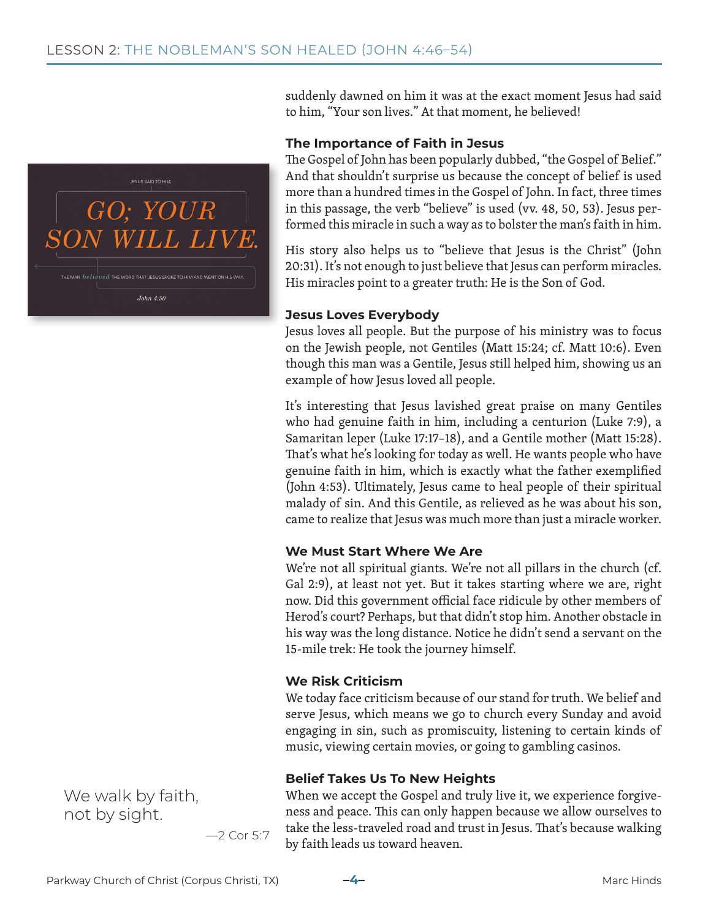suddenly dawned on him it was at the exact moment Jesus had said to him, "Your son lives." At that moment, he believed!

JESUS SAID TO HIM,

GO; YOUR SON WILL LIVE.

THE MAN *believed* THE WORD THAT JESUS SPOKE TO HIM AND WENT ON HIS WAY.

*John 4:50*

### The Importance of Faith in Jesus

The Gospel of John has been popularly dubbed, "the Gospel of Belief." And that shouldn't surprise us because the concept of belief is used more than a hundred times in the Gospel of John. In fact, three times in this passage, the verb "believe" is used (vv. 48, 50, 53). Jesus performed this miracle in such a way as to bolster the man's faith in him.

His story also helps us to "believe that Jesus is the Christ" (John 20:31). It's not enough to just believe that Jesus can perform miracles. His miracles point to a greater truth: He is the Son of God.

### Jesus Loves Everybody

Jesus loves all people. But the purpose of his ministry was to focus on the Jewish people, not Gentiles (Matt 15:24; cf. Matt 10:6). Even though this man was a Gentile, Jesus still helped him, showing us an example of how Jesus loved all people.

It's interesting that Jesus lavished great praise on many Gentiles who had genuine faith in him, including a centurion (Luke 7:9), a Samaritan leper (Luke 17:17–18), and a Gentile mother (Matt 15:28). That's what he's looking for today as well. He wants people who have genuine faith in him, which is exactly what the father exemplified (John 4:53). Ultimately, Jesus came to heal people of their spiritual malady of sin. And this Gentile, as relieved as he was about his son, came to realize that Jesus was much more than just a miracle worker.

### We Must Start Where We Are

We're not all spiritual giants. We're not all pillars in the church (cf. Gal 2:9), at least not yet. But it takes starting where we are, right now. Did this government official face ridicule by other members of Herod's court? Perhaps, but that didn't stop him. Another obstacle in his way was the long distance. Notice he didn't send a servant on the 15-mile trek: He took the journey himself.

### We Risk Criticism

We today face criticism because of our stand for truth. We belief and serve Jesus, which means we go to church every Sunday and avoid engaging in sin, such as promiscuity, listening to certain kinds of music, viewing certain movies, or going to gambling casinos.

> We walk by faith, not by sight.
>
> —2 Cor 5:7

### Belief Takes Us To New Heights

When we accept the Gospel and truly live it, we experience forgiveness and peace. This can only happen because we allow ourselves to take the less-traveled road and trust in Jesus. That's because walking by faith leads us toward heaven.